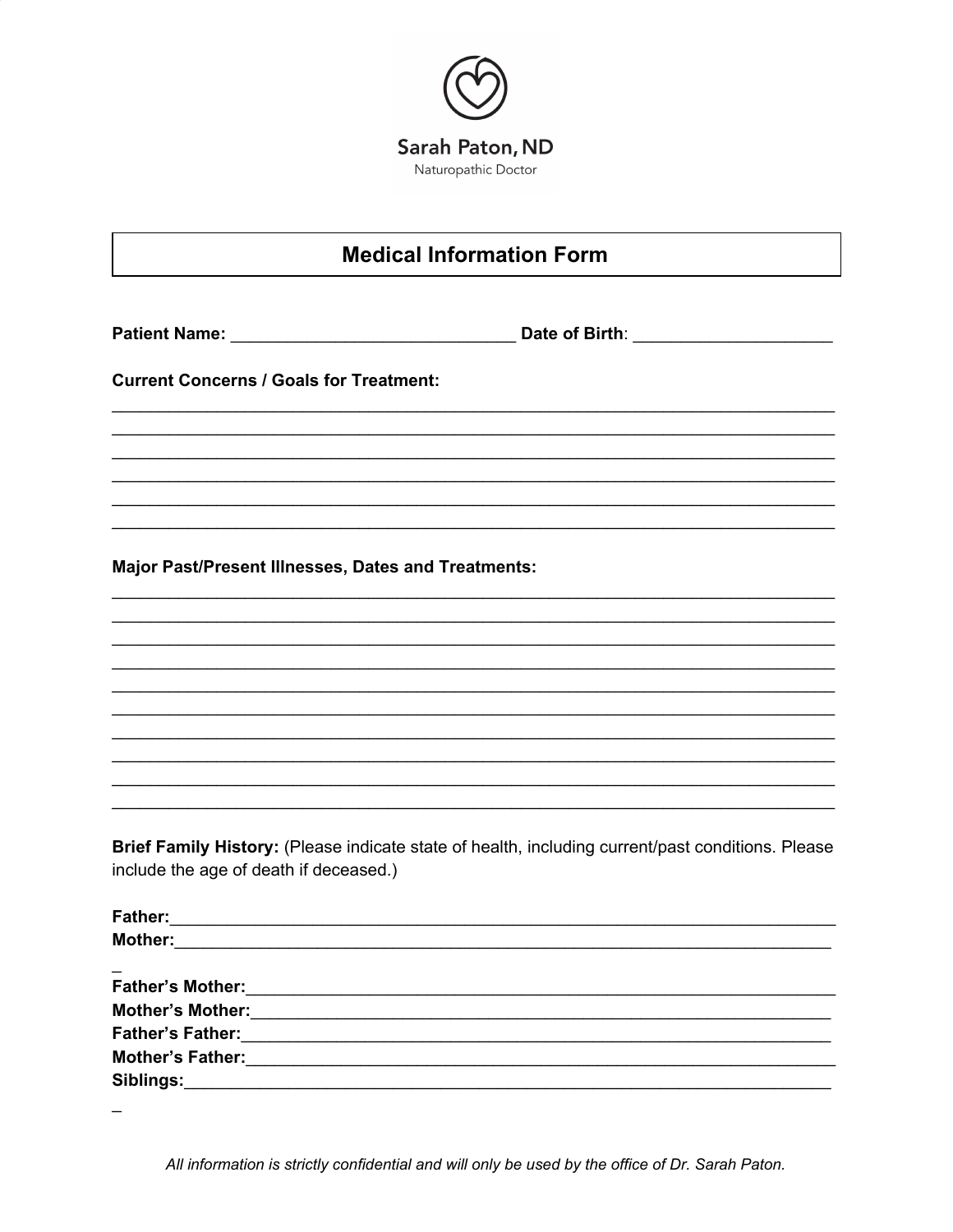Sarah Paton, ND
Naturopathic Doctor

# Medical Information Form

**Patient Name:** ______________________________ **Date of Birth**: ____________________

**Current Concerns / Goals for Treatment:**

_____________________________________________________________________________
_____________________________________________________________________________
_____________________________________________________________________________
_____________________________________________________________________________
_____________________________________________________________________________
_____________________________________________________________________________

**Major Past/Present Illnesses, Dates and Treatments:**

_____________________________________________________________________________
_____________________________________________________________________________
_____________________________________________________________________________
_____________________________________________________________________________
_____________________________________________________________________________
_____________________________________________________________________________
_____________________________________________________________________________
_____________________________________________________________________________
_____________________________________________________________________________
_____________________________________________________________________________

**Brief Family History:** (Please indicate state of health, including current/past conditions. Please include the age of death if deceased.)

**Father:**_________________________________________________________________
**Mother:**_________________________________________________________________
_
**Father's Mother:**__________________________________________________________
**Mother's Mother:**__________________________________________________________
**Father's Father:**__________________________________________________________
**Mother's Father:**__________________________________________________________
**Siblings:**________________________________________________________________
_

*All information is strictly confidential and will only be used by the office of Dr. Sarah Paton.*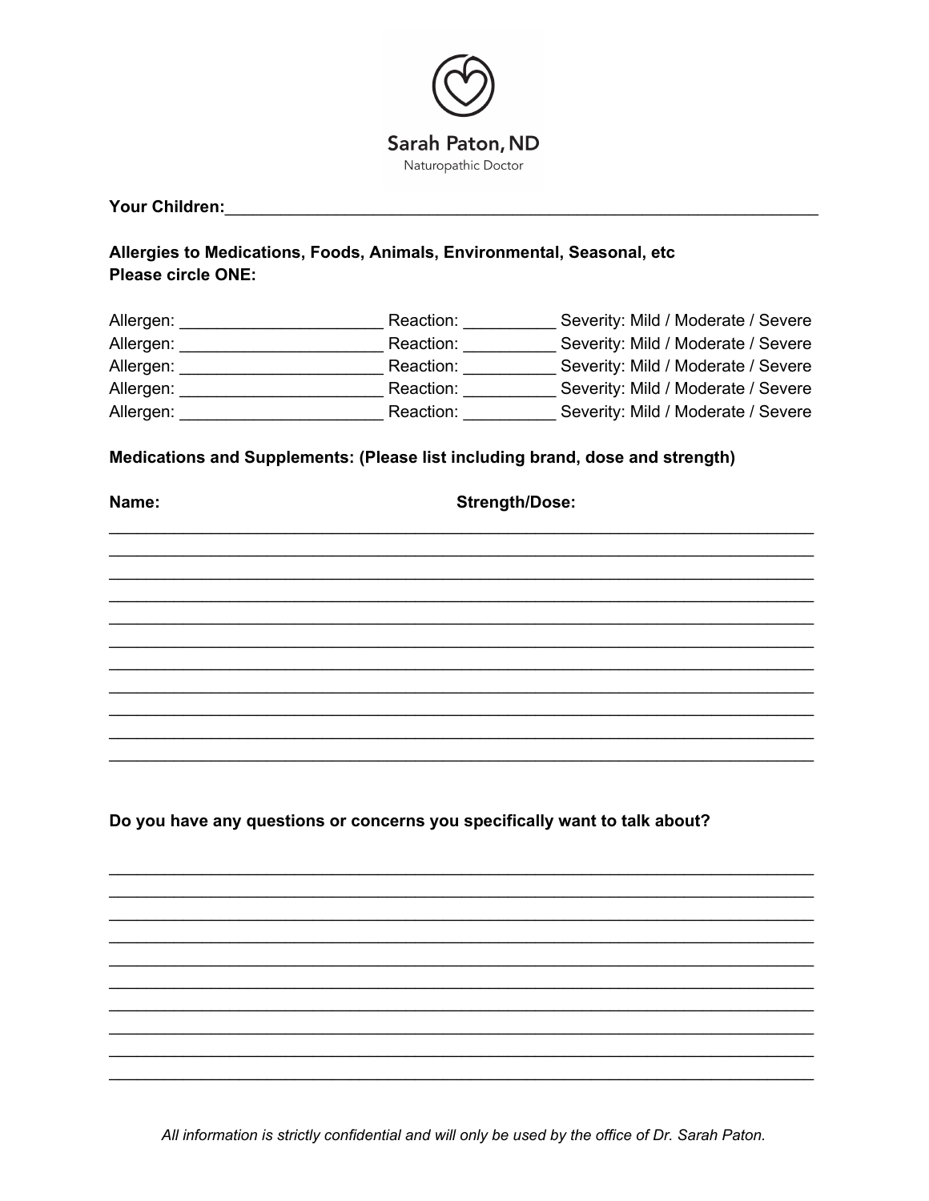Sarah Paton, ND
Naturopathic Doctor

**Your Children:**_________________________________________________________________

**Allergies to Medications, Foods, Animals, Environmental, Seasonal, etc**
**Please circle ONE:**

Allergen: ______________________ Reaction: __________ Severity: Mild / Moderate / Severe
Allergen: ______________________ Reaction: __________ Severity: Mild / Moderate / Severe
Allergen: ______________________ Reaction: __________ Severity: Mild / Moderate / Severe
Allergen: ______________________ Reaction: __________ Severity: Mild / Moderate / Severe
Allergen: ______________________ Reaction: __________ Severity: Mild / Moderate / Severe

**Medications and Supplements: (Please list including brand, dose and strength)**

**Name:** **Strength/Dose:**

_____________________________________________________________________________
_____________________________________________________________________________
_____________________________________________________________________________
_____________________________________________________________________________
_____________________________________________________________________________
_____________________________________________________________________________
_____________________________________________________________________________
_____________________________________________________________________________
_____________________________________________________________________________
_____________________________________________________________________________
_____________________________________________________________________________

**Do you have any questions or concerns you specifically want to talk about?**

_____________________________________________________________________________
_____________________________________________________________________________
_____________________________________________________________________________
_____________________________________________________________________________
_____________________________________________________________________________
_____________________________________________________________________________
_____________________________________________________________________________
_____________________________________________________________________________
_____________________________________________________________________________
_____________________________________________________________________________

*All information is strictly confidential and will only be used by the office of Dr. Sarah Paton.*